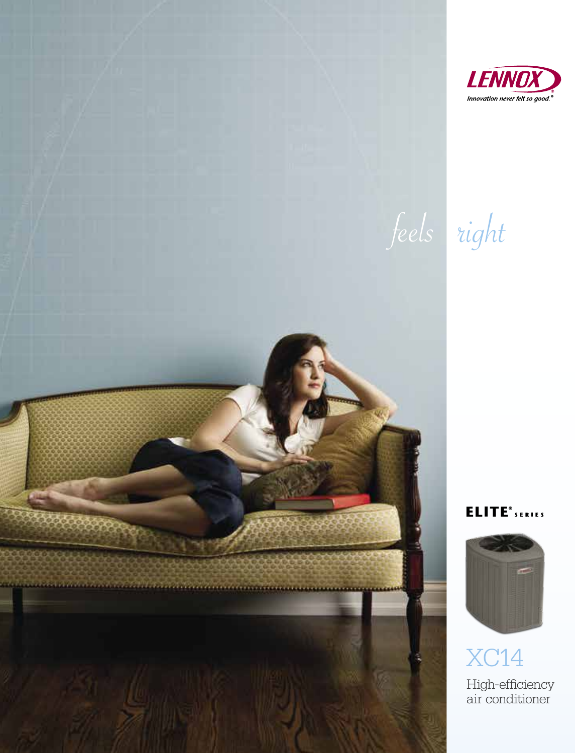LENNOX

*Innovation never felt so good.*®

*feels right*

**ELITE® SERIES**

# XC14

High-efficiency air conditioner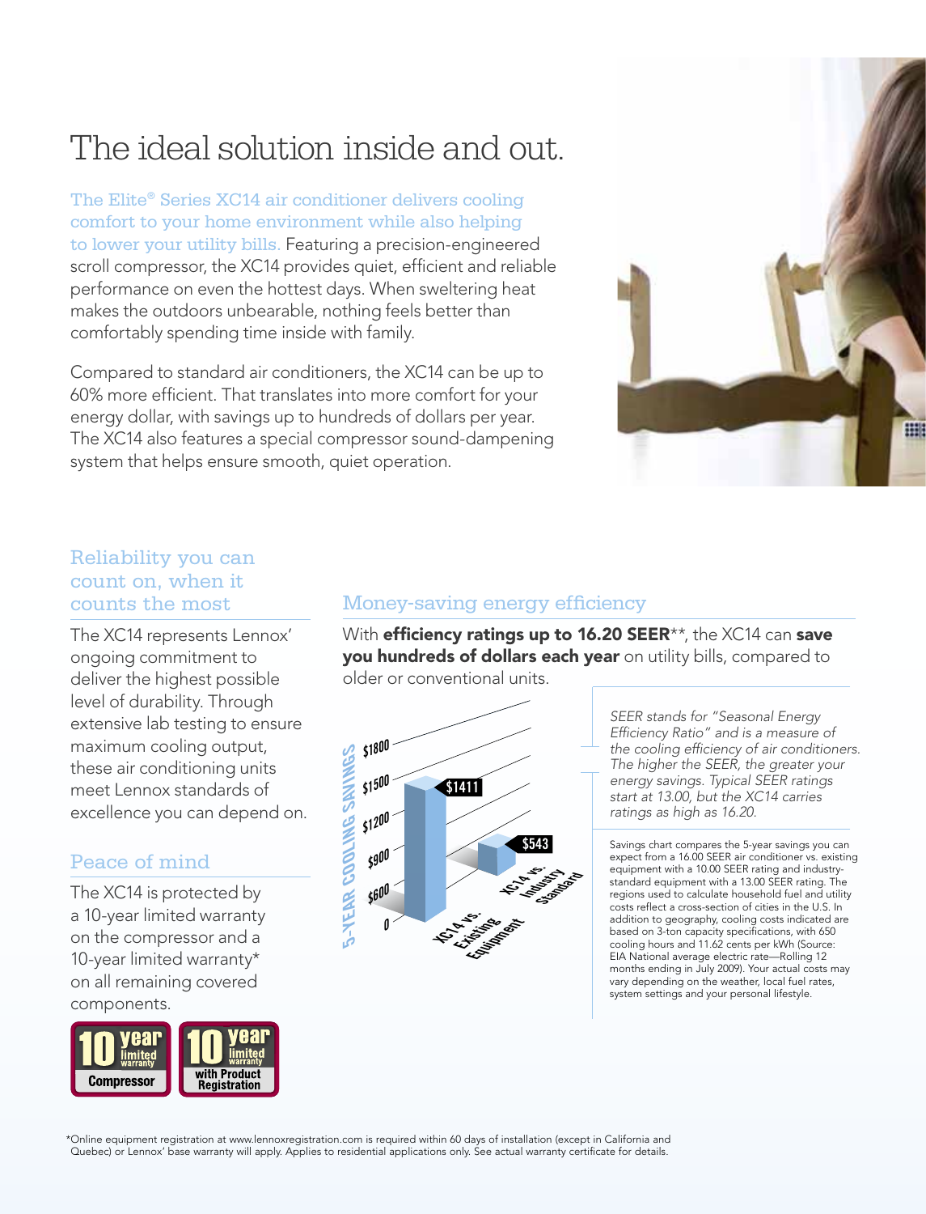# The ideal solution inside and out.

The Elite® Series XC14 air conditioner delivers cooling comfort to your home environment while also helping to lower your utility bills. Featuring a precision-engineered scroll compressor, the XC14 provides quiet, efficient and reliable performance on even the hottest days. When sweltering heat makes the outdoors unbearable, nothing feels better than comfortably spending time inside with family.

Compared to standard air conditioners, the XC14 can be up to 60% more efficient. That translates into more comfort for your energy dollar, with savings up to hundreds of dollars per year. The XC14 also features a special compressor sound-dampening system that helps ensure smooth, quiet operation.

## Reliability you can count on, when it counts the most

The XC14 represents Lennox' ongoing commitment to deliver the highest possible level of durability. Through extensive lab testing to ensure maximum cooling output, these air conditioning units meet Lennox standards of excellence you can depend on.

## Peace of mind

The XC14 is protected by a 10-year limited warranty on the compressor and a 10-year limited warranty* on all remaining covered components.

10 year limited warranty Compressor

10 year limited warranty with Product Registration

## Money-saving energy efficiency

With **efficiency ratings up to 16.20 SEER****, the XC14 can **save you hundreds of dollars each year** on utility bills, compared to older or conventional units.

5-YEAR COOLING SAVINGS

| | 5-Year Cooling Savings |
|---|---|
| XC14 vs. Existing Equipment | $1411 |
| XC14 vs. Industry Standard | $543 |

*SEER stands for "Seasonal Energy Efficiency Ratio" and is a measure of the cooling efficiency of air conditioners. The higher the SEER, the greater your energy savings. Typical SEER ratings start at 13.00, but the XC14 carries ratings as high as 16.20.*

Savings chart compares the 5-year savings you can expect from a 16.00 SEER air conditioner vs. existing equipment with a 10.00 SEER rating and industry-standard equipment with a 13.00 SEER rating. The regions used to calculate household fuel and utility costs reflect a cross-section of cities in the U.S. In addition to geography, cooling costs indicated are based on 3-ton capacity specifications, with 650 cooling hours and 11.62 cents per kWh (Source: EIA National average electric rate—Rolling 12 months ending in July 2009). Your actual costs may vary depending on the weather, local fuel rates, system settings and your personal lifestyle.

*Online equipment registration at www.lennoxregistration.com is required within 60 days of installation (except in California and Quebec) or Lennox' base warranty will apply. Applies to residential applications only. See actual warranty certificate for details.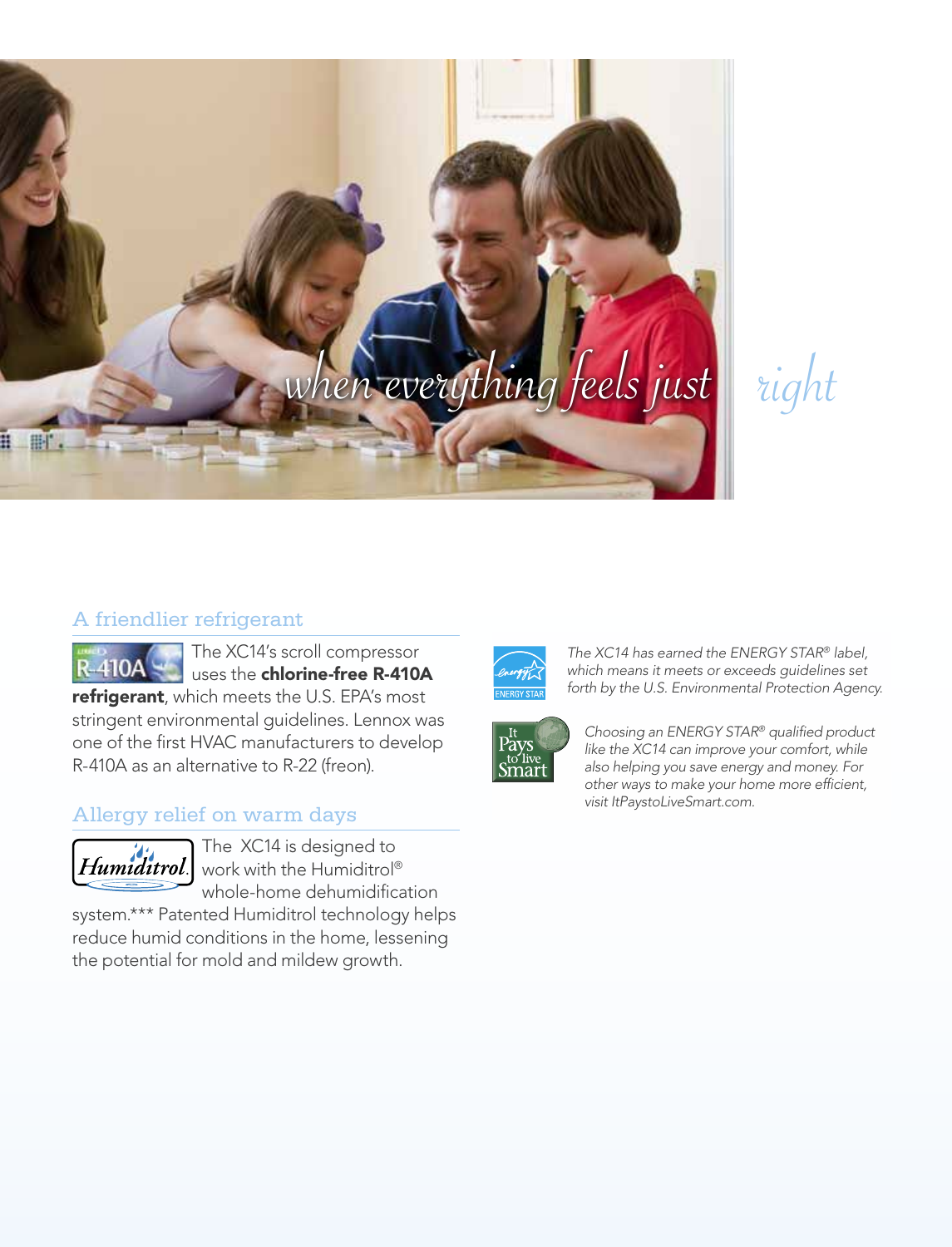*when everything feels just right*

## A friendlier refrigerant

The XC14's scroll compressor uses the **chlorine-free R-410A refrigerant**, which meets the U.S. EPA's most stringent environmental guidelines. Lennox was one of the first HVAC manufacturers to develop R-410A as an alternative to R-22 (freon).

## Allergy relief on warm days

The XC14 is designed to work with the Humiditrol® whole-home dehumidification system.*** Patented Humiditrol technology helps reduce humid conditions in the home, lessening the potential for mold and mildew growth.

*The XC14 has earned the ENERGY STAR® label, which means it meets or exceeds guidelines set forth by the U.S. Environmental Protection Agency.*

*Choosing an ENERGY STAR® qualified product like the XC14 can improve your comfort, while also helping you save energy and money. For other ways to make your home more efficient, visit ItPaystoLiveSmart.com.*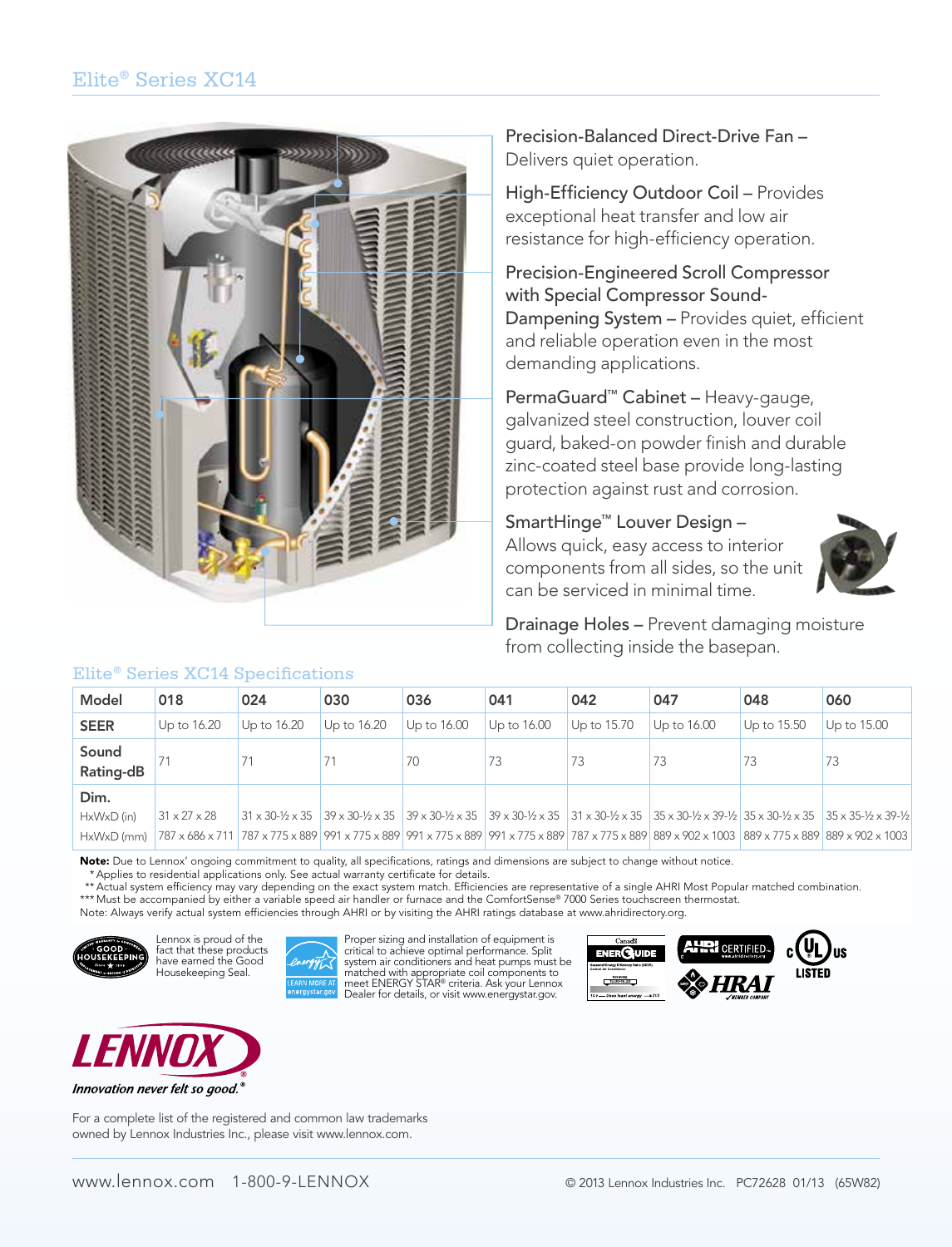# Elite® Series XC14

**Precision-Balanced Direct-Drive Fan** – Delivers quiet operation.

**High-Efficiency Outdoor Coil** – Provides exceptional heat transfer and low air resistance for high-efficiency operation.

**Precision-Engineered Scroll Compressor with Special Compressor Sound-Dampening System** – Provides quiet, efficient and reliable operation even in the most demanding applications.

**PermaGuard™ Cabinet** – Heavy-gauge, galvanized steel construction, louver coil guard, baked-on powder finish and durable zinc-coated steel base provide long-lasting protection against rust and corrosion.

**SmartHinge™ Louver Design** – Allows quick, easy access to interior components from all sides, so the unit can be serviced in minimal time.

**Drainage Holes** – Prevent damaging moisture from collecting inside the basepan.

## Elite® Series XC14 Specifications

| Model | 018 | 024 | 030 | 036 | 041 | 042 | 047 | 048 | 060 |
|---|---|---|---|---|---|---|---|---|---|
| SEER | Up to 16.20 | Up to 16.20 | Up to 16.20 | Up to 16.00 | Up to 16.00 | Up to 15.70 | Up to 16.00 | Up to 15.50 | Up to 15.00 |
| Sound Rating-dB | 71 | 71 | 71 | 70 | 73 | 73 | 73 | 73 | 73 |
| Dim. HxWxD (in) | 31 x 27 x 28 | 31 x 30-½ x 35 | 39 x 30-½ x 35 | 39 x 30-½ x 35 | 39 x 30-½ x 35 | 31 x 30-½ x 35 | 35 x 30-½ x 39-½ | 35 x 30-½ x 35 | 35 x 35-½ x 39-½ |
| HxWxD (mm) | 787 x 686 x 711 | 787 x 775 x 889 | 991 x 775 x 889 | 991 x 775 x 889 | 991 x 775 x 889 | 787 x 775 x 889 | 889 x 902 x 1003 | 889 x 775 x 889 | 889 x 902 x 1003 |

**Note:** Due to Lennox' ongoing commitment to quality, all specifications, ratings and dimensions are subject to change without notice.
\* Applies to residential applications only. See actual warranty certificate for details.
\*\* Actual system efficiency may vary depending on the exact system match. Efficiencies are representative of a single AHRI Most Popular matched combination.
\*\*\* Must be accompanied by either a variable speed air handler or furnace and the ComfortSense® 7000 Series touchscreen thermostat.
Note: Always verify actual system efficiencies through AHRI or by visiting the AHRI ratings database at www.ahridirectory.org.

Lennox is proud of the fact that these products have earned the Good Housekeeping Seal.

Proper sizing and installation of equipment is critical to achieve optimal performance. Split system air conditioners and heat pumps must be matched with appropriate coil components to meet ENERGY STAR® criteria. Ask your Lennox Dealer for details, or visit www.energystar.gov.

LENNOX
*Innovation never felt so good.®*

For a complete list of the registered and common law trademarks owned by Lennox Industries Inc., please visit www.lennox.com.

www.lennox.com 1-800-9-LENNOX

© 2013 Lennox Industries Inc. PC72628 01/13 (65W82)